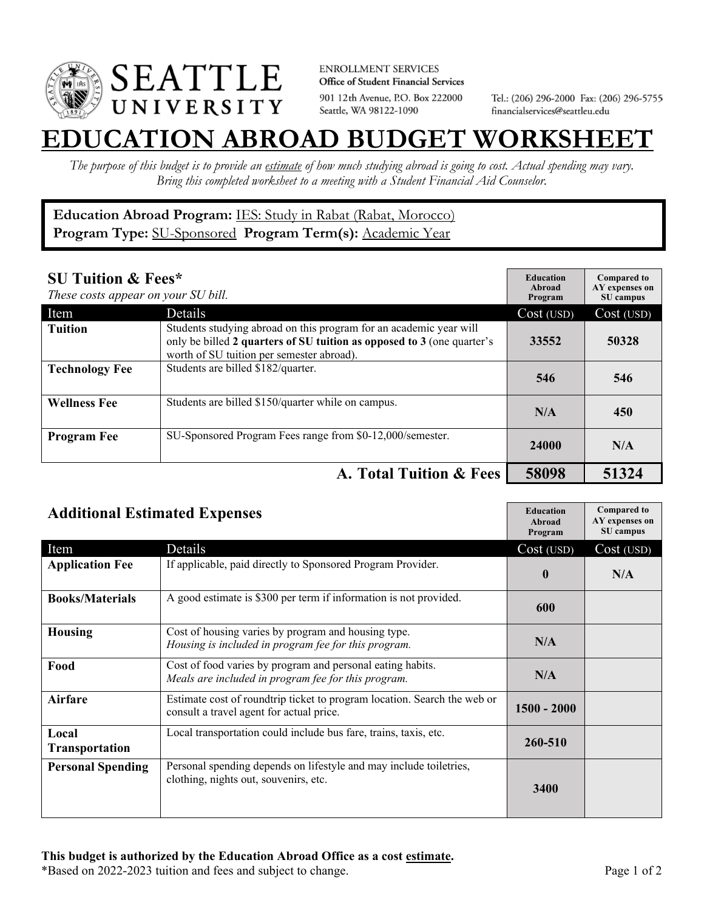SEATTLE UNIVERSITY

ENROLLMENT SERVICES
**Office of Student Financial Services**
901 12th Avenue, P.O. Box 222000
Seattle, WA 98122-1090

Tel.: (206) 296-2000 Fax: (206) 296-5755
financialservices@seattleu.edu

# EDUCATION ABROAD BUDGET WORKSHEET

*The purpose of this budget is to provide an estimate of how much studying abroad is going to cost. Actual spending may vary. Bring this completed worksheet to a meeting with a Student Financial Aid Counselor.*

**Education Abroad Program:** IES: Study in Rabat (Rabat, Morocco)
**Program Type:** SU-Sponsored **Program Term(s):** Academic Year

## SU Tuition & Fees*

*These costs appear on your SU bill.*

| Item | Details | Education Abroad Program Cost (USD) | Compared to AY expenses on SU campus Cost (USD) |
|---|---|---|---|
| **Tuition** | Students studying abroad on this program for an academic year will only be billed **2 quarters of SU tuition as opposed to 3** (one quarter's worth of SU tuition per semester abroad). | 33552 | 50328 |
| **Technology Fee** | Students are billed $182/quarter. | 546 | 546 |
| **Wellness Fee** | Students are billed $150/quarter while on campus. | N/A | 450 |
| **Program Fee** | SU-Sponsored Program Fees range from $0-12,000/semester. | 24000 | N/A |
| | **A. Total Tuition & Fees** | **58098** | **51324** |

## Additional Estimated Expenses

| Item | Details | Education Abroad Program Cost (USD) | Compared to AY expenses on SU campus Cost (USD) |
|---|---|---|---|
| **Application Fee** | If applicable, paid directly to Sponsored Program Provider. | 0 | N/A |
| **Books/Materials** | A good estimate is $300 per term if information is not provided. | 600 | |
| **Housing** | Cost of housing varies by program and housing type. *Housing is included in program fee for this program.* | N/A | |
| **Food** | Cost of food varies by program and personal eating habits. *Meals are included in program fee for this program.* | N/A | |
| **Airfare** | Estimate cost of roundtrip ticket to program location. Search the web or consult a travel agent for actual price. | 1500 - 2000 | |
| **Local Transportation** | Local transportation could include bus fare, trains, taxis, etc. | 260-510 | |
| **Personal Spending** | Personal spending depends on lifestyle and may include toiletries, clothing, nights out, souvenirs, etc. | 3400 | |

**This budget is authorized by the Education Abroad Office as a cost estimate.**
*Based on 2022-2023 tuition and fees and subject to change.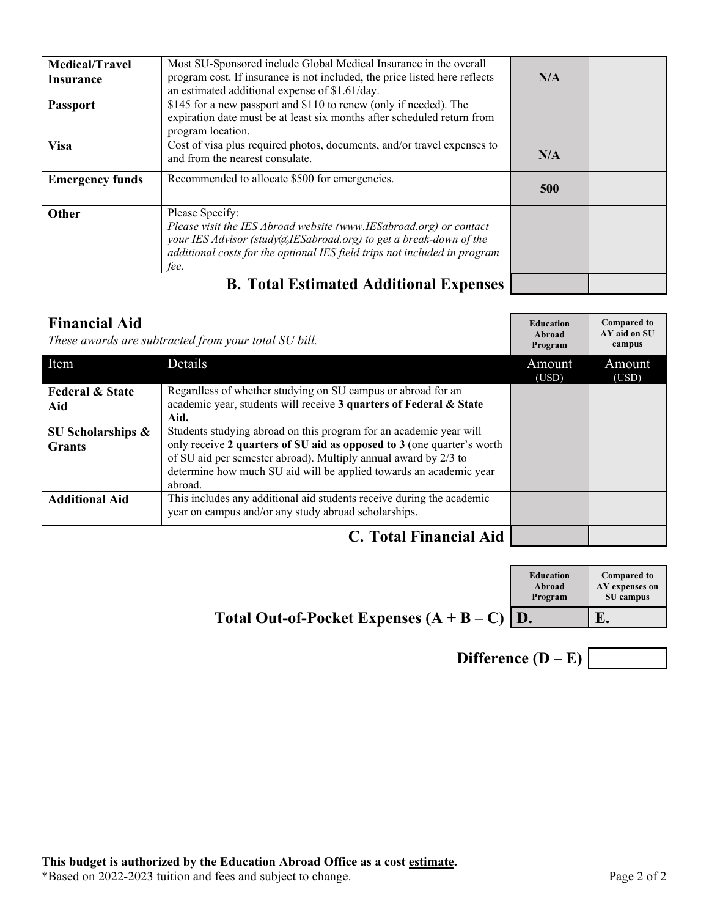| | | | |
|---|---|---|---|
| **Medical/Travel Insurance** | Most SU-Sponsored include Global Medical Insurance in the overall program cost. If insurance is not included, the price listed here reflects an estimated additional expense of $1.61/day. | **N/A** | |
| **Passport** | $145 for a new passport and $110 to renew (only if needed). The expiration date must be at least six months after scheduled return from program location. | | |
| **Visa** | Cost of visa plus required photos, documents, and/or travel expenses to and from the nearest consulate. | **N/A** | |
| **Emergency funds** | Recommended to allocate $500 for emergencies. | **500** | |
| **Other** | Please Specify: *Please visit the IES Abroad website (www.IESabroad.org) or contact your IES Advisor (study@IESabroad.org) to get a break-down of the additional costs for the optional IES field trips not included in program fee.* | | |
| | **B. Total Estimated Additional Expenses** | | |

## Financial Aid

*These awards are subtracted from your total SU bill.*

| | | Education Abroad Program | Compared to AY aid on SU campus |
|---|---|---|---|
| Item | Details | Amount (USD) | Amount (USD) |
| **Federal & State Aid** | Regardless of whether studying on SU campus or abroad for an academic year, students will receive **3 quarters of Federal & State Aid.** | | |
| **SU Scholarships & Grants** | Students studying abroad on this program for an academic year will only receive **2 quarters of SU aid as opposed to 3** (one quarter's worth of SU aid per semester abroad). Multiply annual award by 2/3 to determine how much SU aid will be applied towards an academic year abroad. | | |
| **Additional Aid** | This includes any additional aid students receive during the academic year on campus and/or any study abroad scholarships. | | |
| | **C. Total Financial Aid** | | |

| | Education Abroad Program | Compared to AY expenses on SU campus |
|---|---|---|
| **Total Out-of-Pocket Expenses (A + B – C)** | **D.** | **E.** |

**Difference (D – E)**

**This budget is authorized by the Education Abroad Office as a cost estimate.**

*Based on 2022-2023 tuition and fees and subject to change.